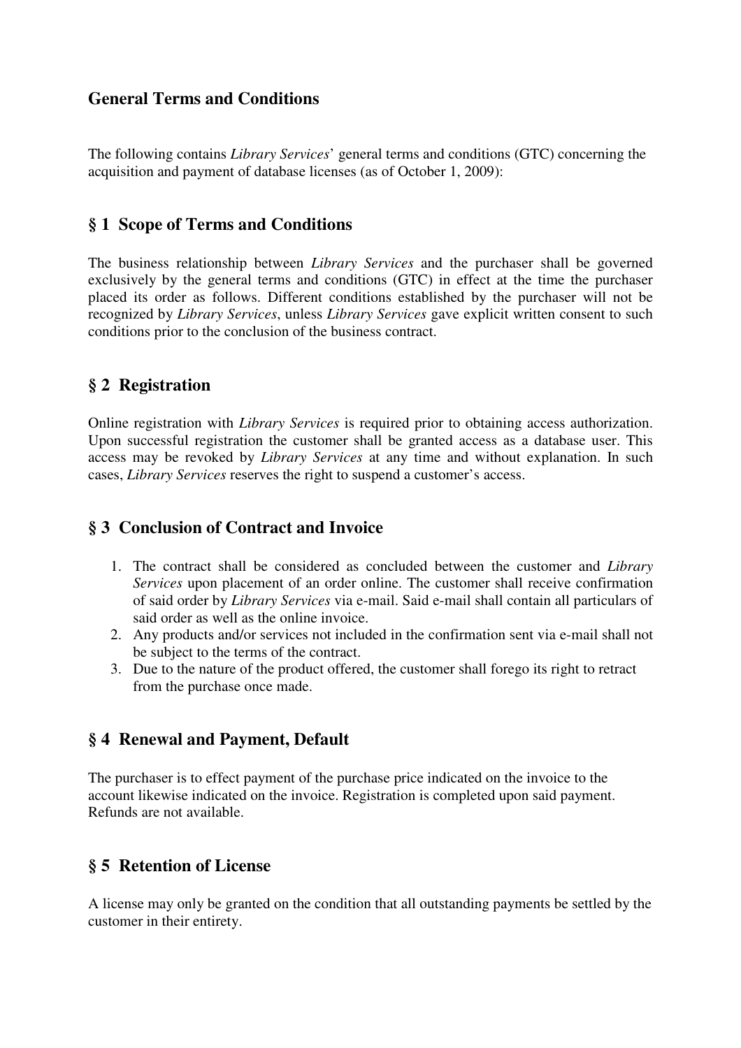## General Terms and Conditions

The following contains *Library Services*' general terms and conditions (GTC) concerning the acquisition and payment of database licenses (as of October 1, 2009):

## § 1 Scope of Terms and Conditions

The business relationship between *Library Services* and the purchaser shall be governed exclusively by the general terms and conditions (GTC) in effect at the time the purchaser placed its order as follows. Different conditions established by the purchaser will not be recognized by *Library Services*, unless *Library Services* gave explicit written consent to such conditions prior to the conclusion of the business contract.

## § 2 Registration

Online registration with *Library Services* is required prior to obtaining access authorization. Upon successful registration the customer shall be granted access as a database user. This access may be revoked by *Library Services* at any time and without explanation. In such cases, *Library Services* reserves the right to suspend a customer's access.

## § 3 Conclusion of Contract and Invoice

1. The contract shall be considered as concluded between the customer and *Library Services* upon placement of an order online. The customer shall receive confirmation of said order by *Library Services* via e-mail. Said e-mail shall contain all particulars of said order as well as the online invoice.
2. Any products and/or services not included in the confirmation sent via e-mail shall not be subject to the terms of the contract.
3. Due to the nature of the product offered, the customer shall forego its right to retract from the purchase once made.

## § 4 Renewal and Payment, Default

The purchaser is to effect payment of the purchase price indicated on the invoice to the account likewise indicated on the invoice. Registration is completed upon said payment. Refunds are not available.

## § 5 Retention of License

A license may only be granted on the condition that all outstanding payments be settled by the customer in their entirety.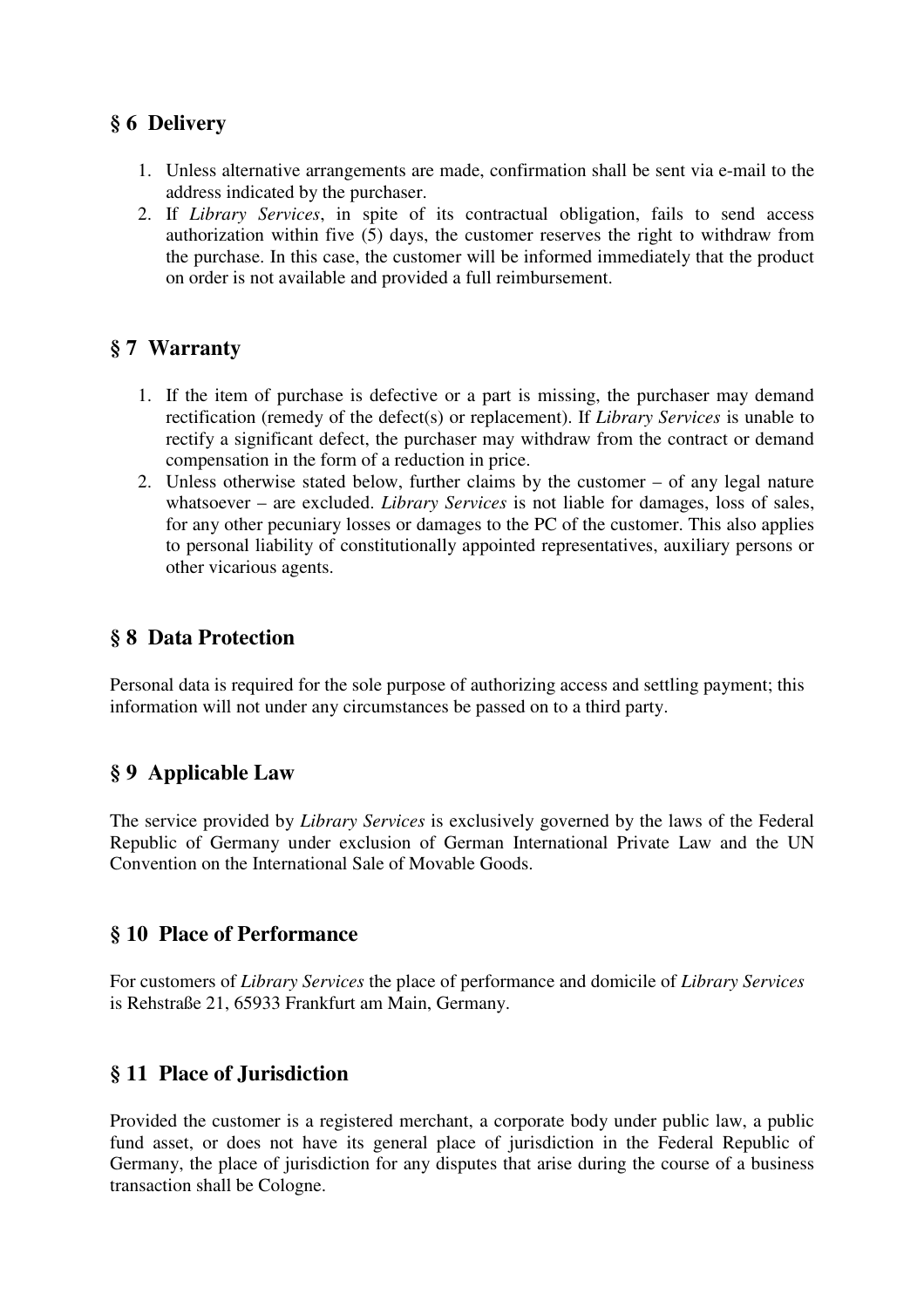## § 6 Delivery

1. Unless alternative arrangements are made, confirmation shall be sent via e-mail to the address indicated by the purchaser.
2. If *Library Services*, in spite of its contractual obligation, fails to send access authorization within five (5) days, the customer reserves the right to withdraw from the purchase. In this case, the customer will be informed immediately that the product on order is not available and provided a full reimbursement.

## § 7 Warranty

1. If the item of purchase is defective or a part is missing, the purchaser may demand rectification (remedy of the defect(s) or replacement). If *Library Services* is unable to rectify a significant defect, the purchaser may withdraw from the contract or demand compensation in the form of a reduction in price.
2. Unless otherwise stated below, further claims by the customer – of any legal nature whatsoever – are excluded. *Library Services* is not liable for damages, loss of sales, for any other pecuniary losses or damages to the PC of the customer. This also applies to personal liability of constitutionally appointed representatives, auxiliary persons or other vicarious agents.

## § 8 Data Protection

Personal data is required for the sole purpose of authorizing access and settling payment; this information will not under any circumstances be passed on to a third party.

## § 9 Applicable Law

The service provided by *Library Services* is exclusively governed by the laws of the Federal Republic of Germany under exclusion of German International Private Law and the UN Convention on the International Sale of Movable Goods.

## § 10 Place of Performance

For customers of *Library Services* the place of performance and domicile of *Library Services* is Rehstraße 21, 65933 Frankfurt am Main, Germany.

## § 11 Place of Jurisdiction

Provided the customer is a registered merchant, a corporate body under public law, a public fund asset, or does not have its general place of jurisdiction in the Federal Republic of Germany, the place of jurisdiction for any disputes that arise during the course of a business transaction shall be Cologne.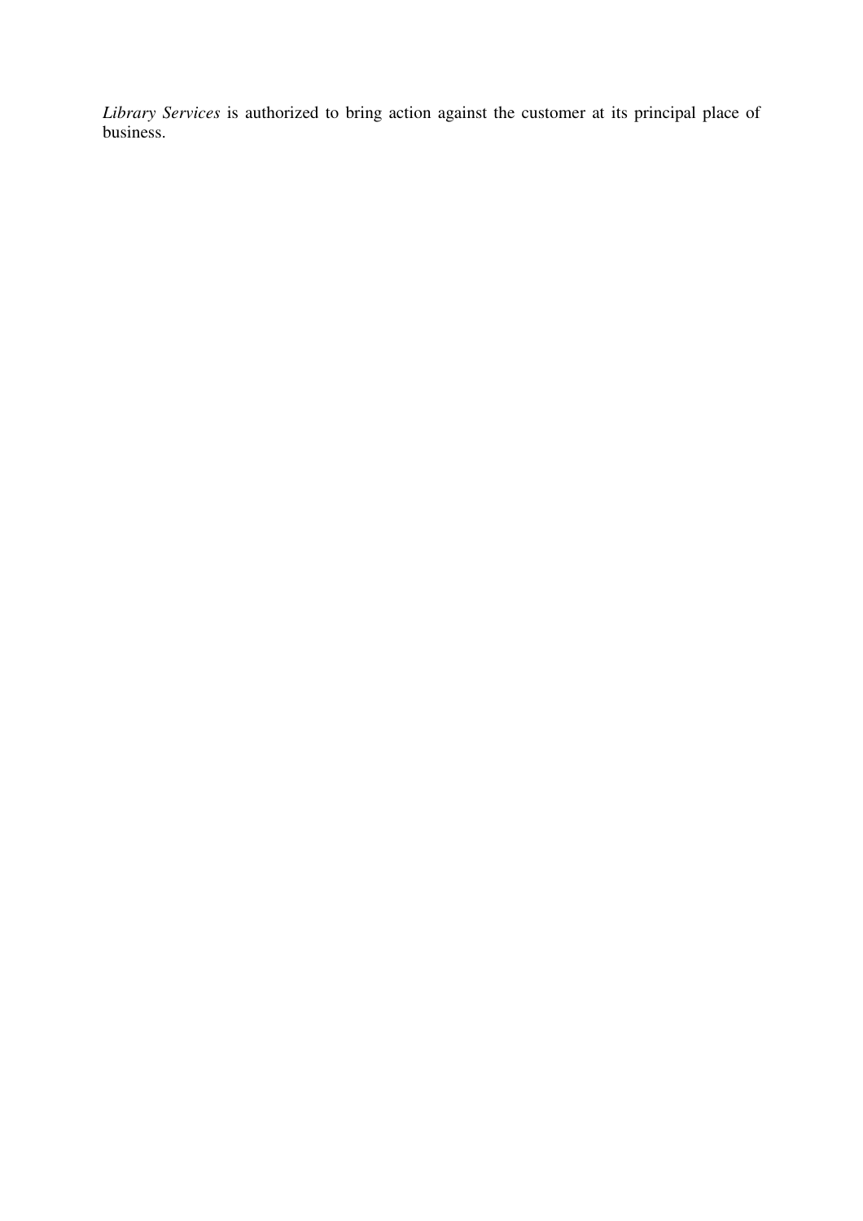*Library Services* is authorized to bring action against the customer at its principal place of business.